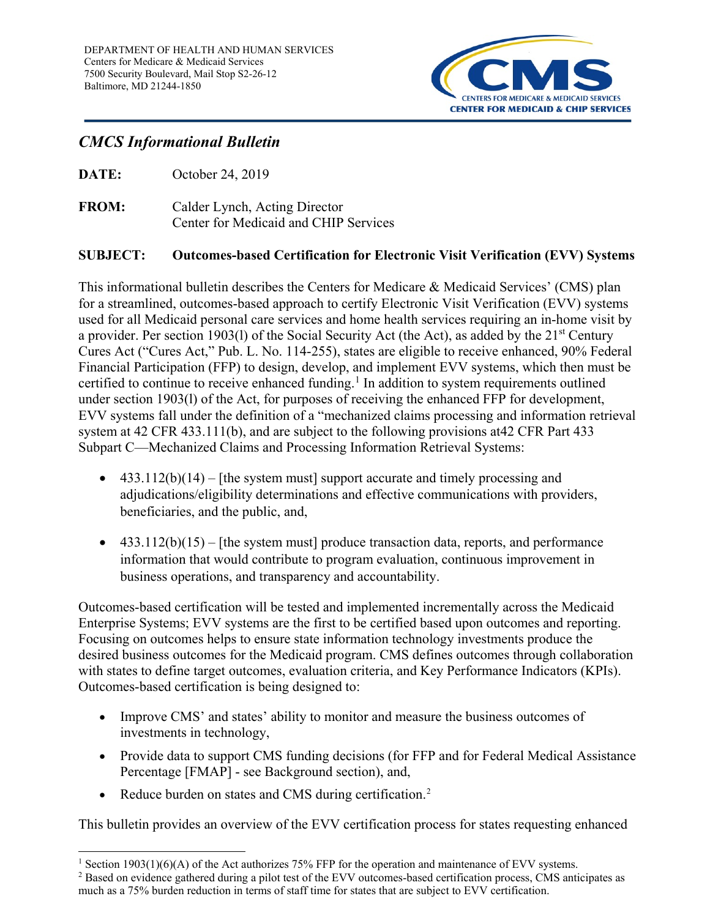DEPARTMENT OF HEALTH AND HUMAN SERVICES
Centers for Medicare & Medicaid Services
7500 Security Boulevard, Mail Stop S2-26-12
Baltimore, MD 21244-1850

CMS — CENTERS FOR MEDICARE & MEDICAID SERVICES
CENTER FOR MEDICAID & CHIP SERVICES

## *CMCS Informational Bulletin*

**DATE:** October 24, 2019

**FROM:** Calder Lynch, Acting Director
Center for Medicaid and CHIP Services

**SUBJECT: Outcomes-based Certification for Electronic Visit Verification (EVV) Systems**

This informational bulletin describes the Centers for Medicare & Medicaid Services' (CMS) plan for a streamlined, outcomes-based approach to certify Electronic Visit Verification (EVV) systems used for all Medicaid personal care services and home health services requiring an in-home visit by a provider. Per section 1903(l) of the Social Security Act (the Act), as added by the 21st Century Cures Act ("Cures Act," Pub. L. No. 114-255), states are eligible to receive enhanced, 90% Federal Financial Participation (FFP) to design, develop, and implement EVV systems, which then must be certified to continue to receive enhanced funding.[1] In addition to system requirements outlined under section 1903(l) of the Act, for purposes of receiving the enhanced FFP for development, EVV systems fall under the definition of a "mechanized claims processing and information retrieval system at 42 CFR 433.111(b), and are subject to the following provisions at42 CFR Part 433 Subpart C—Mechanized Claims and Processing Information Retrieval Systems:

- 433.112(b)(14) – [the system must] support accurate and timely processing and adjudications/eligibility determinations and effective communications with providers, beneficiaries, and the public, and,
- 433.112(b)(15) – [the system must] produce transaction data, reports, and performance information that would contribute to program evaluation, continuous improvement in business operations, and transparency and accountability.

Outcomes-based certification will be tested and implemented incrementally across the Medicaid Enterprise Systems; EVV systems are the first to be certified based upon outcomes and reporting. Focusing on outcomes helps to ensure state information technology investments produce the desired business outcomes for the Medicaid program. CMS defines outcomes through collaboration with states to define target outcomes, evaluation criteria, and Key Performance Indicators (KPIs). Outcomes-based certification is being designed to:

- Improve CMS' and states' ability to monitor and measure the business outcomes of investments in technology,
- Provide data to support CMS funding decisions (for FFP and for Federal Medical Assistance Percentage [FMAP] - see Background section), and,
- Reduce burden on states and CMS during certification.[2]

This bulletin provides an overview of the EVV certification process for states requesting enhanced

---

[1] Section 1903(1)(6)(A) of the Act authorizes 75% FFP for the operation and maintenance of EVV systems.

[2] Based on evidence gathered during a pilot test of the EVV outcomes-based certification process, CMS anticipates as much as a 75% burden reduction in terms of staff time for states that are subject to EVV certification.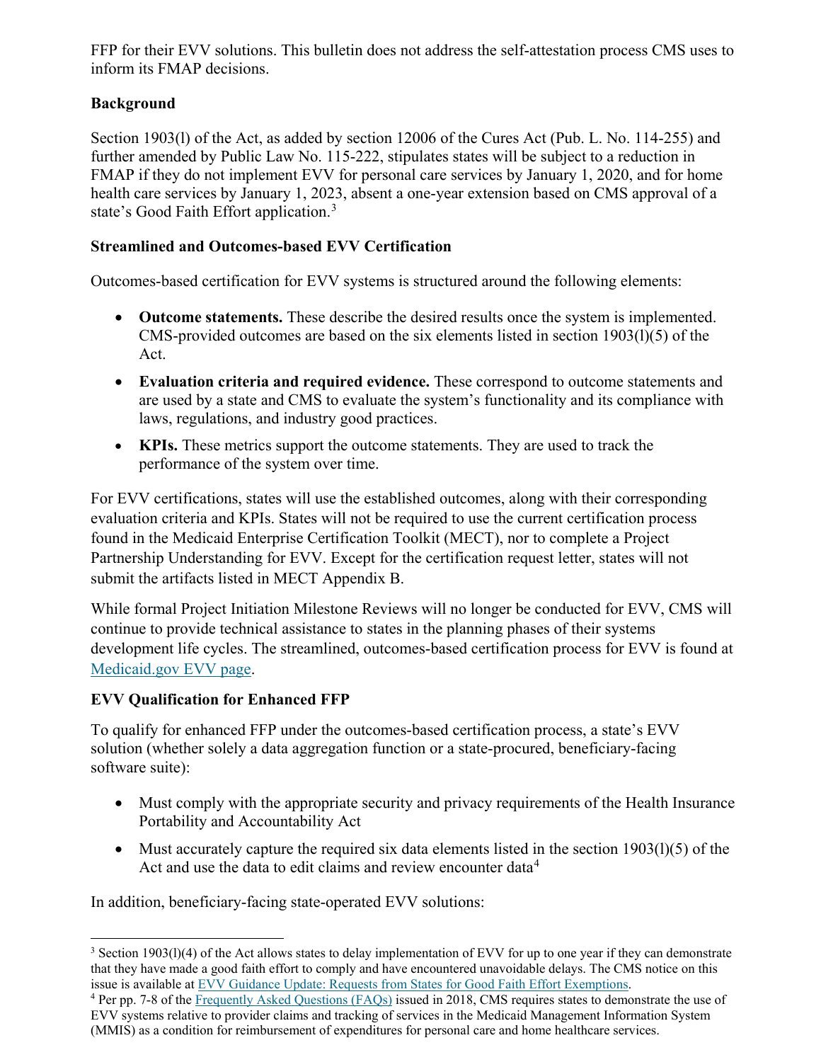FFP for their EVV solutions. This bulletin does not address the self-attestation process CMS uses to inform its FMAP decisions.

**Background**

Section 1903(l) of the Act, as added by section 12006 of the Cures Act (Pub. L. No. 114-255) and further amended by Public Law No. 115-222, stipulates states will be subject to a reduction in FMAP if they do not implement EVV for personal care services by January 1, 2020, and for home health care services by January 1, 2023, absent a one-year extension based on CMS approval of a state's Good Faith Effort application.[3]

**Streamlined and Outcomes-based EVV Certification**

Outcomes-based certification for EVV systems is structured around the following elements:

- **Outcome statements.** These describe the desired results once the system is implemented. CMS-provided outcomes are based on the six elements listed in section 1903(l)(5) of the Act.
- **Evaluation criteria and required evidence.** These correspond to outcome statements and are used by a state and CMS to evaluate the system's functionality and its compliance with laws, regulations, and industry good practices.
- **KPIs.** These metrics support the outcome statements. They are used to track the performance of the system over time.

For EVV certifications, states will use the established outcomes, along with their corresponding evaluation criteria and KPIs. States will not be required to use the current certification process found in the Medicaid Enterprise Certification Toolkit (MECT), nor to complete a Project Partnership Understanding for EVV. Except for the certification request letter, states will not submit the artifacts listed in MECT Appendix B.

While formal Project Initiation Milestone Reviews will no longer be conducted for EVV, CMS will continue to provide technical assistance to states in the planning phases of their systems development life cycles. The streamlined, outcomes-based certification process for EVV is found at Medicaid.gov EVV page.

**EVV Qualification for Enhanced FFP**

To qualify for enhanced FFP under the outcomes-based certification process, a state's EVV solution (whether solely a data aggregation function or a state-procured, beneficiary-facing software suite):

- Must comply with the appropriate security and privacy requirements of the Health Insurance Portability and Accountability Act
- Must accurately capture the required six data elements listed in the section 1903(l)(5) of the Act and use the data to edit claims and review encounter data[4]

In addition, beneficiary-facing state-operated EVV solutions:

---

[3] Section 1903(l)(4) of the Act allows states to delay implementation of EVV for up to one year if they can demonstrate that they have made a good faith effort to comply and have encountered unavoidable delays. The CMS notice on this issue is available at EVV Guidance Update: Requests from States for Good Faith Effort Exemptions.

[4] Per pp. 7-8 of the Frequently Asked Questions (FAQs) issued in 2018, CMS requires states to demonstrate the use of EVV systems relative to provider claims and tracking of services in the Medicaid Management Information System (MMIS) as a condition for reimbursement of expenditures for personal care and home healthcare services.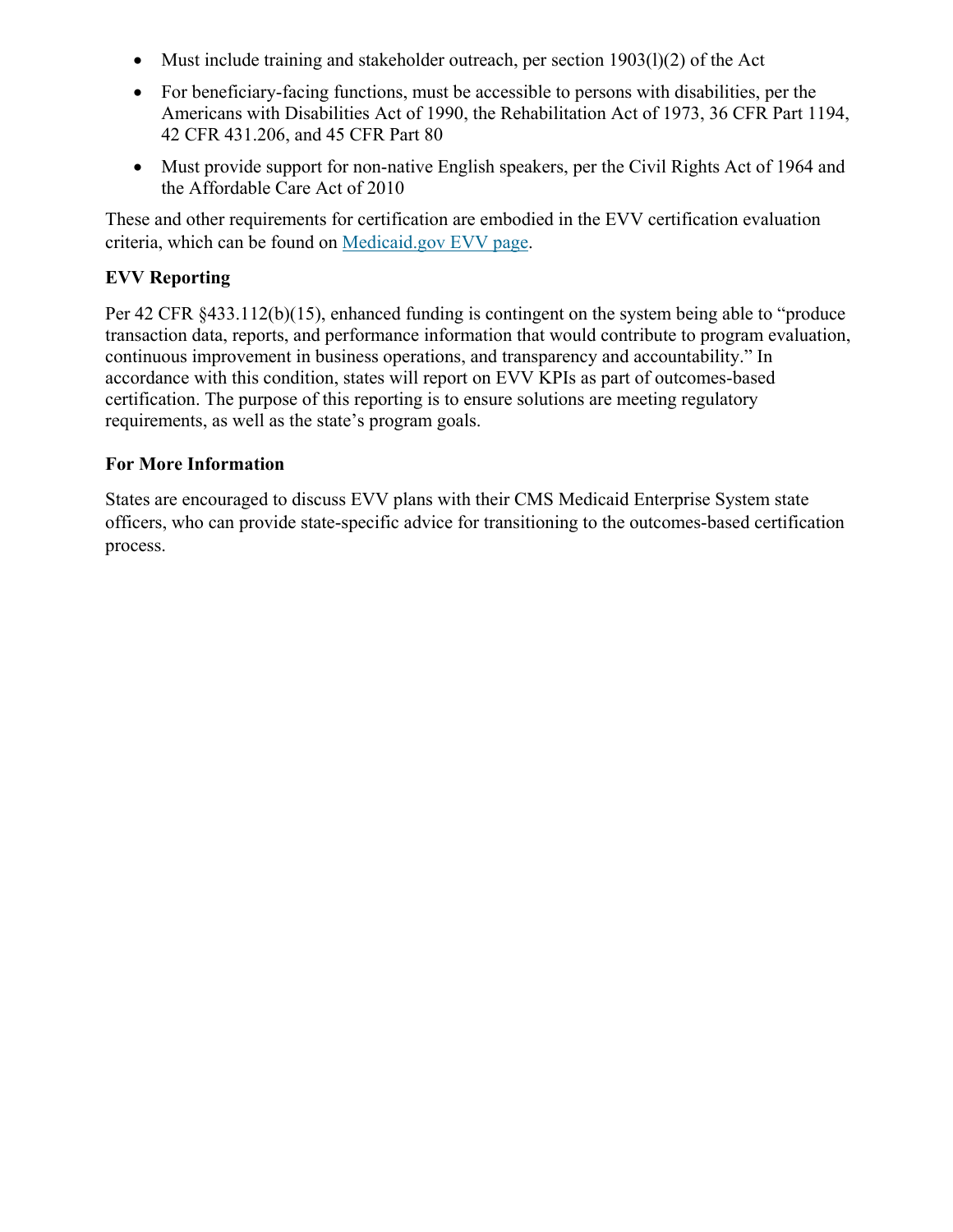- Must include training and stakeholder outreach, per section 1903(l)(2) of the Act
- For beneficiary-facing functions, must be accessible to persons with disabilities, per the Americans with Disabilities Act of 1990, the Rehabilitation Act of 1973, 36 CFR Part 1194, 42 CFR 431.206, and 45 CFR Part 80
- Must provide support for non-native English speakers, per the Civil Rights Act of 1964 and the Affordable Care Act of 2010

These and other requirements for certification are embodied in the EVV certification evaluation criteria, which can be found on [Medicaid.gov EVV page](Medicaid.gov EVV page).

**EVV Reporting**

Per 42 CFR §433.112(b)(15), enhanced funding is contingent on the system being able to "produce transaction data, reports, and performance information that would contribute to program evaluation, continuous improvement in business operations, and transparency and accountability." In accordance with this condition, states will report on EVV KPIs as part of outcomes-based certification. The purpose of this reporting is to ensure solutions are meeting regulatory requirements, as well as the state's program goals.

**For More Information**

States are encouraged to discuss EVV plans with their CMS Medicaid Enterprise System state officers, who can provide state-specific advice for transitioning to the outcomes-based certification process.